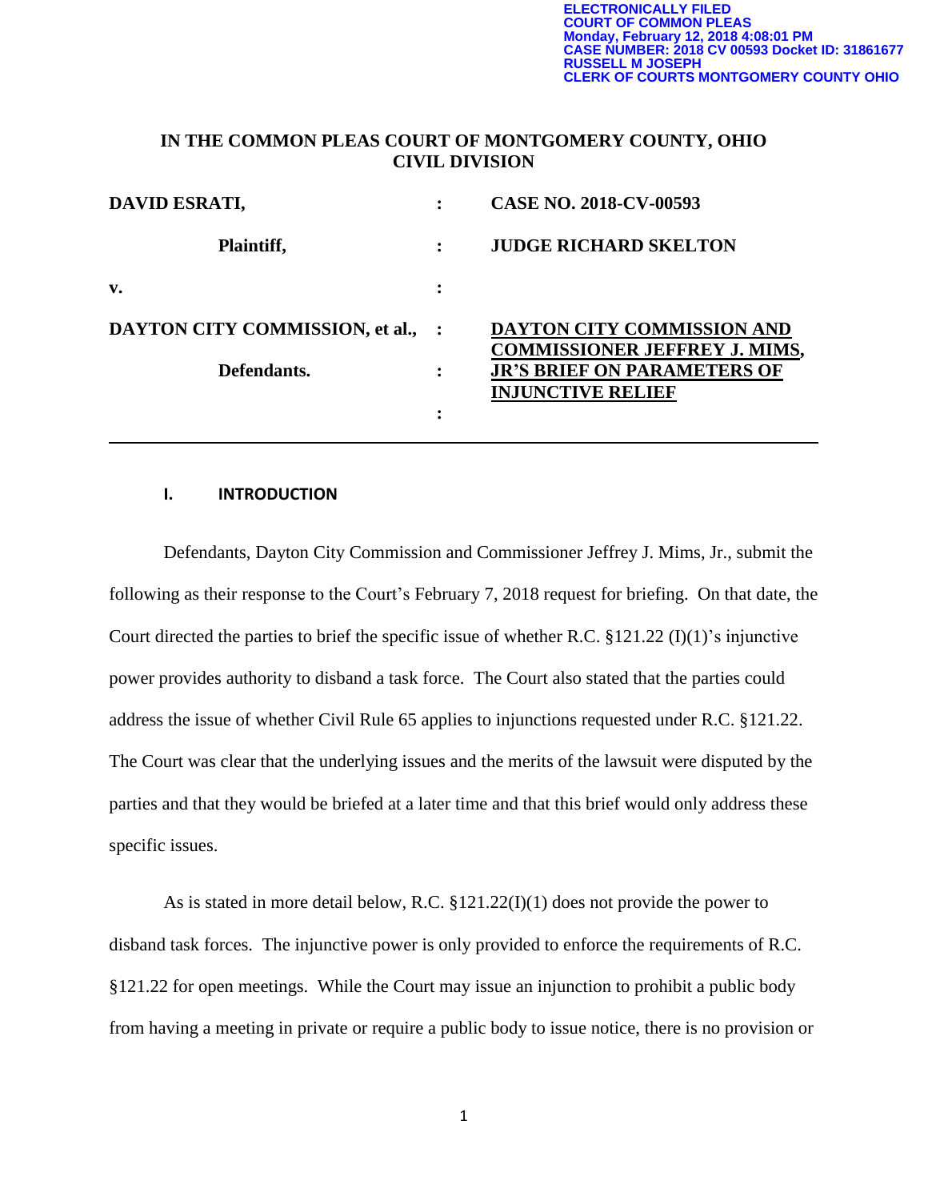ELECTRONICALLY FILED
COURT OF COMMON PLEAS
Monday, February 12, 2018 4:08:01 PM
CASE NUMBER: 2018 CV 00593 Docket ID: 31861677
RUSSELL M JOSEPH
CLERK OF COURTS MONTGOMERY COUNTY OHIO

**IN THE COMMON PLEAS COURT OF MONTGOMERY COUNTY, OHIO**
**CIVIL DIVISION**

| | | |
|---|---|---|
| **DAVID ESRATI,** | : | **CASE NO. 2018-CV-00593** |
| **Plaintiff,** | : | **JUDGE RICHARD SKELTON** |
| **v.** | : | |
| **DAYTON CITY COMMISSION, et al.,** | : | **DAYTON CITY COMMISSION AND COMMISSIONER JEFFREY J. MIMS, JR'S BRIEF ON PARAMETERS OF INJUNCTIVE RELIEF** |
| **Defendants.** | : | |
| | : | |

## I. INTRODUCTION

Defendants, Dayton City Commission and Commissioner Jeffrey J. Mims, Jr., submit the following as their response to the Court's February 7, 2018 request for briefing. On that date, the Court directed the parties to brief the specific issue of whether R.C. §121.22 (I)(1)'s injunctive power provides authority to disband a task force. The Court also stated that the parties could address the issue of whether Civil Rule 65 applies to injunctions requested under R.C. §121.22. The Court was clear that the underlying issues and the merits of the lawsuit were disputed by the parties and that they would be briefed at a later time and that this brief would only address these specific issues.

As is stated in more detail below, R.C. §121.22(I)(1) does not provide the power to disband task forces. The injunctive power is only provided to enforce the requirements of R.C. §121.22 for open meetings. While the Court may issue an injunction to prohibit a public body from having a meeting in private or require a public body to issue notice, there is no provision or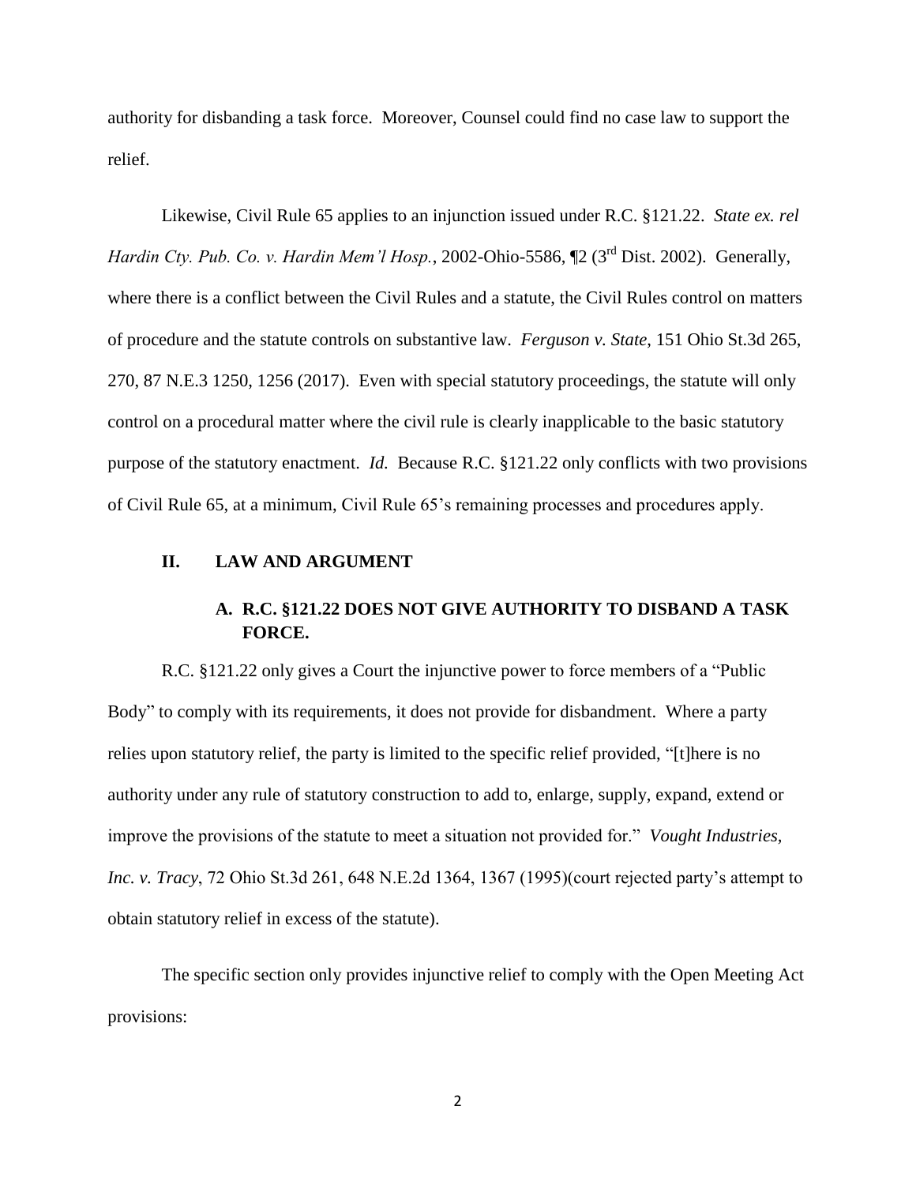authority for disbanding a task force. Moreover, Counsel could find no case law to support the relief.

Likewise, Civil Rule 65 applies to an injunction issued under R.C. §121.22. *State ex. rel Hardin Cty. Pub. Co. v. Hardin Mem'l Hosp.*, 2002-Ohio-5586, ¶2 (3rd Dist. 2002). Generally, where there is a conflict between the Civil Rules and a statute, the Civil Rules control on matters of procedure and the statute controls on substantive law. *Ferguson v. State*, 151 Ohio St.3d 265, 270, 87 N.E.3 1250, 1256 (2017). Even with special statutory proceedings, the statute will only control on a procedural matter where the civil rule is clearly inapplicable to the basic statutory purpose of the statutory enactment. *Id.* Because R.C. §121.22 only conflicts with two provisions of Civil Rule 65, at a minimum, Civil Rule 65's remaining processes and procedures apply.

## II. LAW AND ARGUMENT

### A. R.C. §121.22 DOES NOT GIVE AUTHORITY TO DISBAND A TASK FORCE.

R.C. §121.22 only gives a Court the injunctive power to force members of a "Public Body" to comply with its requirements, it does not provide for disbandment. Where a party relies upon statutory relief, the party is limited to the specific relief provided, "[t]here is no authority under any rule of statutory construction to add to, enlarge, supply, expand, extend or improve the provisions of the statute to meet a situation not provided for." *Vought Industries, Inc. v. Tracy*, 72 Ohio St.3d 261, 648 N.E.2d 1364, 1367 (1995)(court rejected party's attempt to obtain statutory relief in excess of the statute).

The specific section only provides injunctive relief to comply with the Open Meeting Act provisions: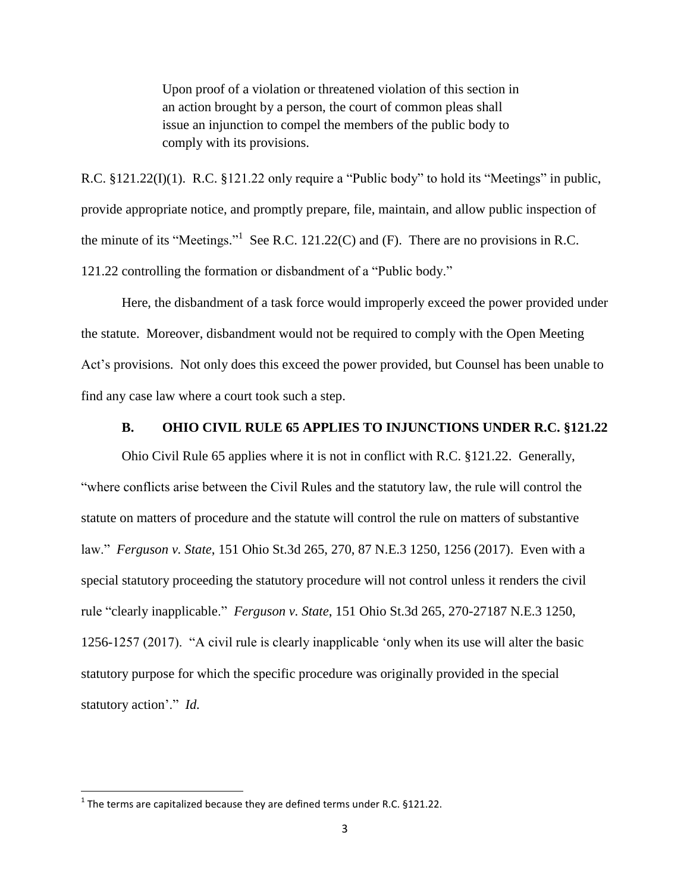> Upon proof of a violation or threatened violation of this section in an action brought by a person, the court of common pleas shall issue an injunction to compel the members of the public body to comply with its provisions.

R.C. §121.22(I)(1). R.C. §121.22 only require a "Public body" to hold its "Meetings" in public, provide appropriate notice, and promptly prepare, file, maintain, and allow public inspection of the minute of its "Meetings."[1] See R.C. 121.22(C) and (F). There are no provisions in R.C. 121.22 controlling the formation or disbandment of a "Public body."

Here, the disbandment of a task force would improperly exceed the power provided under the statute. Moreover, disbandment would not be required to comply with the Open Meeting Act's provisions. Not only does this exceed the power provided, but Counsel has been unable to find any case law where a court took such a step.

### B. OHIO CIVIL RULE 65 APPLIES TO INJUNCTIONS UNDER R.C. §121.22

Ohio Civil Rule 65 applies where it is not in conflict with R.C. §121.22. Generally, "where conflicts arise between the Civil Rules and the statutory law, the rule will control the statute on matters of procedure and the statute will control the rule on matters of substantive law." *Ferguson v. State*, 151 Ohio St.3d 265, 270, 87 N.E.3 1250, 1256 (2017). Even with a special statutory proceeding the statutory procedure will not control unless it renders the civil rule "clearly inapplicable." *Ferguson v. State*, 151 Ohio St.3d 265, 270-27187 N.E.3 1250, 1256-1257 (2017). "A civil rule is clearly inapplicable 'only when its use will alter the basic statutory purpose for which the specific procedure was originally provided in the special statutory action'." *Id.*

---

[1] The terms are capitalized because they are defined terms under R.C. §121.22.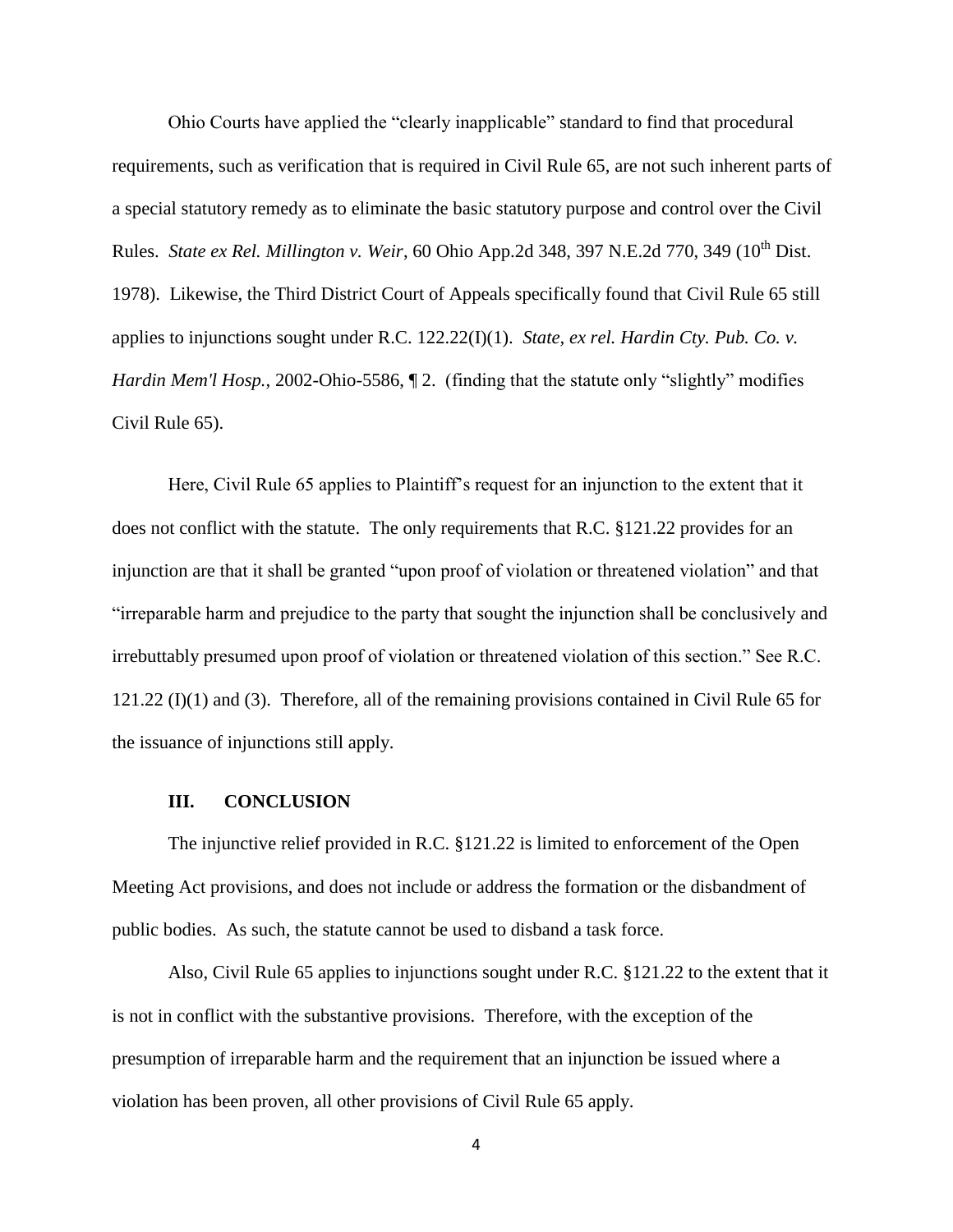Ohio Courts have applied the "clearly inapplicable" standard to find that procedural requirements, such as verification that is required in Civil Rule 65, are not such inherent parts of a special statutory remedy as to eliminate the basic statutory purpose and control over the Civil Rules. *State ex Rel. Millington v. Weir*, 60 Ohio App.2d 348, 397 N.E.2d 770, 349 (10th Dist. 1978). Likewise, the Third District Court of Appeals specifically found that Civil Rule 65 still applies to injunctions sought under R.C. 122.22(I)(1). *State, ex rel. Hardin Cty. Pub. Co. v. Hardin Mem'l Hosp.*, 2002-Ohio-5586, ¶ 2. (finding that the statute only "slightly" modifies Civil Rule 65).

Here, Civil Rule 65 applies to Plaintiff's request for an injunction to the extent that it does not conflict with the statute. The only requirements that R.C. §121.22 provides for an injunction are that it shall be granted "upon proof of violation or threatened violation" and that "irreparable harm and prejudice to the party that sought the injunction shall be conclusively and irrebuttably presumed upon proof of violation or threatened violation of this section." See R.C. 121.22 (I)(1) and (3). Therefore, all of the remaining provisions contained in Civil Rule 65 for the issuance of injunctions still apply.

## III. CONCLUSION

The injunctive relief provided in R.C. §121.22 is limited to enforcement of the Open Meeting Act provisions, and does not include or address the formation or the disbandment of public bodies. As such, the statute cannot be used to disband a task force.

Also, Civil Rule 65 applies to injunctions sought under R.C. §121.22 to the extent that it is not in conflict with the substantive provisions. Therefore, with the exception of the presumption of irreparable harm and the requirement that an injunction be issued where a violation has been proven, all other provisions of Civil Rule 65 apply.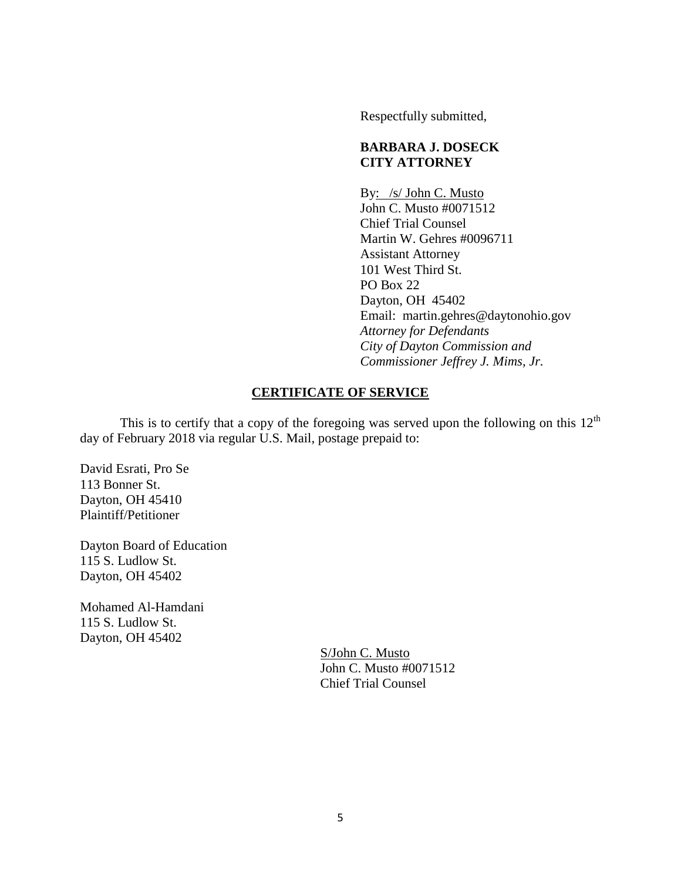Respectfully submitted,

**BARBARA J. DOSECK**
**CITY ATTORNEY**

By: /s/ John C. Musto
John C. Musto #0071512
Chief Trial Counsel
Martin W. Gehres #0096711
Assistant Attorney
101 West Third St.
PO Box 22
Dayton, OH 45402
Email: martin.gehres@daytonohio.gov
*Attorney for Defendants*
*City of Dayton Commission and*
*Commissioner Jeffrey J. Mims, Jr.*

## CERTIFICATE OF SERVICE

This is to certify that a copy of the foregoing was served upon the following on this 12th day of February 2018 via regular U.S. Mail, postage prepaid to:

David Esrati, Pro Se
113 Bonner St.
Dayton, OH 45410
Plaintiff/Petitioner

Dayton Board of Education
115 S. Ludlow St.
Dayton, OH 45402

Mohamed Al-Hamdani
115 S. Ludlow St.
Dayton, OH 45402

S/John C. Musto
John C. Musto #0071512
Chief Trial Counsel